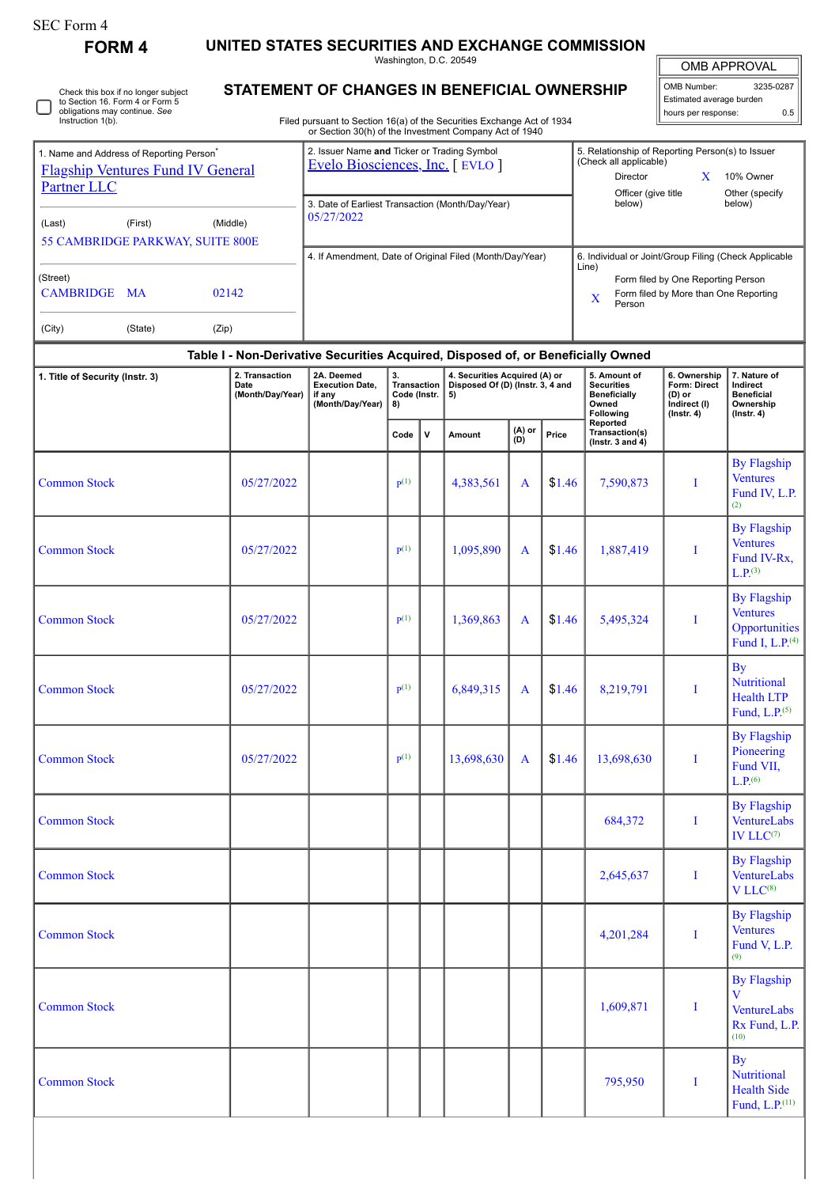SEC Form 4

**FORM 4**

# UNITED STATES SECURITIES AND EXCHANGE COMMISSION

Washington, D.C. 20549

## STATEMENT OF CHANGES IN BENEFICIAL OWNERSHIP

Filed pursuant to Section 16(a) of the Securities Exchange Act of 1934 or Section 30(h) of the Investment Company Act of 1940

| OMB APPROVAL | |
|---|---|
| OMB Number: | 3235-0287 |
| Estimated average burden | |
| hours per response: | 0.5 |

☐ Check this box if no longer subject to Section 16. Form 4 or Form 5 obligations may continue. *See* Instruction 1(b).

1. Name and Address of Reporting Person*
Flagship Ventures Fund IV General Partner LLC

(Last) (First) (Middle)
55 CAMBRIDGE PARKWAY, SUITE 800E

(Street)
CAMBRIDGE MA 02142

(City) (State) (Zip)

2. Issuer Name **and** Ticker or Trading Symbol
Evelo Biosciences, Inc. [ EVLO ]

3. Date of Earliest Transaction (Month/Day/Year)
05/27/2022

4. If Amendment, Date of Original Filed (Month/Day/Year)

5. Relationship of Reporting Person(s) to Issuer (Check all applicable)
Director
X 10% Owner
Officer (give title below)
Other (specify below)

6. Individual or Joint/Group Filing (Check Applicable Line)
Form filed by One Reporting Person
X Form filed by More than One Reporting Person

**Table I - Non-Derivative Securities Acquired, Disposed of, or Beneficially Owned**

| 1. Title of Security (Instr. 3) | 2. Transaction Date (Month/Day/Year) | 2A. Deemed Execution Date, if any (Month/Day/Year) | 3. Transaction Code (Instr. 8) | | 4. Securities Acquired (A) or Disposed Of (D) (Instr. 3, 4 and 5) | | | 5. Amount of Securities Beneficially Owned Following Reported Transaction(s) (Instr. 3 and 4) | 6. Ownership Form: Direct (D) or Indirect (I) (Instr. 4) | 7. Nature of Indirect Beneficial Ownership (Instr. 4) |
|---|---|---|---|---|---|---|---|---|---|---|
| | | | Code | V | Amount | (A) or (D) | Price | | | |
| Common Stock | 05/27/2022 | | P[(1)] | | 4,383,561 | A | $1.46 | 7,590,873 | I | By Flagship Ventures Fund IV, L.P.[(2)] |
| Common Stock | 05/27/2022 | | P[(1)] | | 1,095,890 | A | $1.46 | 1,887,419 | I | By Flagship Ventures Fund IV-Rx, L.P.[(3)] |
| Common Stock | 05/27/2022 | | P[(1)] | | 1,369,863 | A | $1.46 | 5,495,324 | I | By Flagship Ventures Opportunities Fund I, L.P.[(4)] |
| Common Stock | 05/27/2022 | | P[(1)] | | 6,849,315 | A | $1.46 | 8,219,791 | I | By Nutritional Health LTP Fund, L.P.[(5)] |
| Common Stock | 05/27/2022 | | P[(1)] | | 13,698,630 | A | $1.46 | 13,698,630 | I | By Flagship Pioneering Fund VII, L.P.[(6)] |
| Common Stock | | | | | | | | 684,372 | I | By Flagship VentureLabs IV LLC[(7)] |
| Common Stock | | | | | | | | 2,645,637 | I | By Flagship VentureLabs V LLC[(8)] |
| Common Stock | | | | | | | | 4,201,284 | I | By Flagship Ventures Fund V, L.P.[(9)] |
| Common Stock | | | | | | | | 1,609,871 | I | By Flagship V VentureLabs Rx Fund, L.P.[(10)] |
| Common Stock | | | | | | | | 795,950 | I | By Nutritional Health Side Fund, L.P.[(11)] |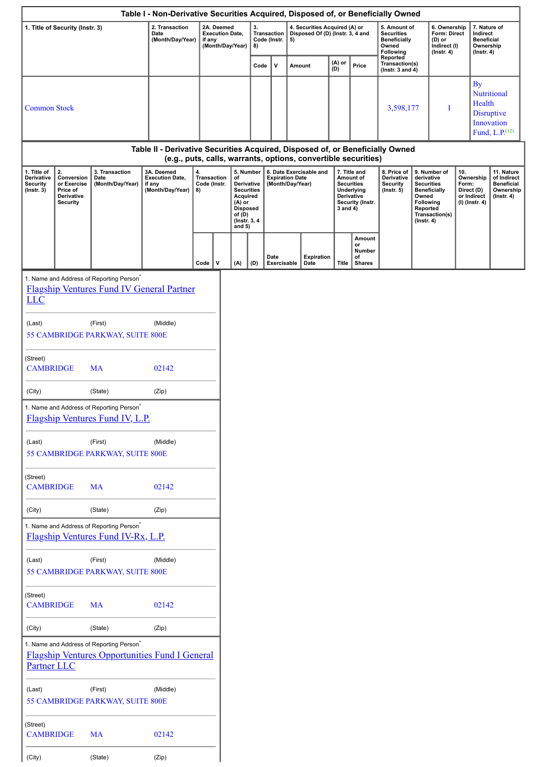## Table I - Non-Derivative Securities Acquired, Disposed of, or Beneficially Owned

| 1. Title of Security (Instr. 3) | 2. Transaction Date (Month/Day/Year) | 2A. Deemed Execution Date, if any (Month/Day/Year) | 3. Transaction Code (Instr. 8) | | 4. Securities Acquired (A) or Disposed Of (D) (Instr. 3, 4 and 5) | | | 5. Amount of Securities Beneficially Owned Following Reported Transaction(s) (Instr. 3 and 4) | 6. Ownership Form: Direct (D) or Indirect (I) (Instr. 4) | 7. Nature of Indirect Beneficial Ownership (Instr. 4) |
|---|---|---|---|---|---|---|---|---|---|---|
| | | | Code | V | Amount | (A) or (D) | Price | | | |
| Common Stock | | | | | | | | 3,598,177 | I | By Nutritional Health Disruptive Innovation Fund, L.P.[12] |

## Table II - Derivative Securities Acquired, Disposed of, or Beneficially Owned (e.g., puts, calls, warrants, options, convertible securities)

| 1. Title of Derivative Security (Instr. 3) | 2. Conversion or Exercise Price of Derivative Security | 3. Transaction Date (Month/Day/Year) | 3A. Deemed Execution Date, if any (Month/Day/Year) | 4. Transaction Code (Instr. 8) | | 5. Number of Derivative Securities Acquired (A) or Disposed of (D) (Instr. 3, 4 and 5) | | 6. Date Exercisable and Expiration Date (Month/Day/Year) | | 7. Title and Amount of Securities Underlying Derivative Security (Instr. 3 and 4) | | 8. Price of Derivative Security (Instr. 5) | 9. Number of derivative Securities Beneficially Owned Following Reported Transaction(s) (Instr. 4) | 10. Ownership Form: Direct (D) or Indirect (I) (Instr. 4) | 11. Nature of Indirect Beneficial Ownership (Instr. 4) |
|---|---|---|---|---|---|---|---|---|---|---|---|---|---|---|---|
| | | | | Code | V | (A) | (D) | Date Exercisable | Expiration Date | Title | Amount or Number of Shares | | | | |

1. Name and Address of Reporting Person*

Flagship Ventures Fund IV General Partner LLC

(Last) (First) (Middle)

55 CAMBRIDGE PARKWAY, SUITE 800E

(Street)

CAMBRIDGE MA 02142

(City) (State) (Zip)

1. Name and Address of Reporting Person*

Flagship Ventures Fund IV, L.P.

(Last) (First) (Middle)

55 CAMBRIDGE PARKWAY, SUITE 800E

(Street)

CAMBRIDGE MA 02142

(City) (State) (Zip)

1. Name and Address of Reporting Person*

Flagship Ventures Fund IV-Rx, L.P.

(Last) (First) (Middle)

55 CAMBRIDGE PARKWAY, SUITE 800E

(Street)

CAMBRIDGE MA 02142

(City) (State) (Zip)

1. Name and Address of Reporting Person*

Flagship Ventures Opportunities Fund I General Partner LLC

(Last) (First) (Middle)

55 CAMBRIDGE PARKWAY, SUITE 800E

(Street)

CAMBRIDGE MA 02142

(City) (State) (Zip)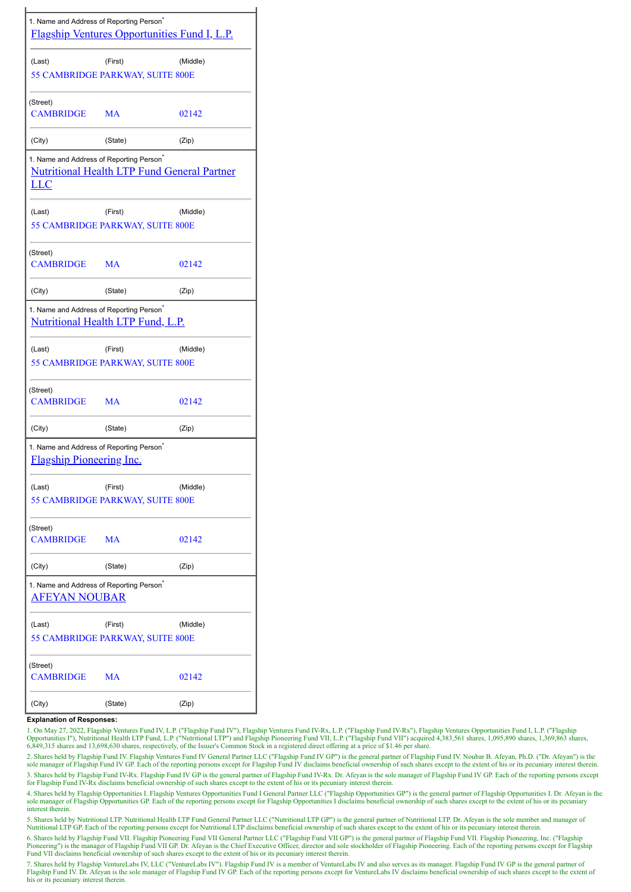| 1. Name and Address of Reporting Person* | | |
|---|---|---|
| Flagship Ventures Opportunities Fund I, L.P. | | |
| (Last) | (First) | (Middle) |
| 55 CAMBRIDGE PARKWAY, SUITE 800E | | |
| (Street) | | |
| CAMBRIDGE | MA | 02142 |
| (City) | (State) | (Zip) |

| 1. Name and Address of Reporting Person* | | |
|---|---|---|
| Nutritional Health LTP Fund General Partner LLC | | |
| (Last) | (First) | (Middle) |
| 55 CAMBRIDGE PARKWAY, SUITE 800E | | |
| (Street) | | |
| CAMBRIDGE | MA | 02142 |
| (City) | (State) | (Zip) |

| 1. Name and Address of Reporting Person* | | |
|---|---|---|
| Nutritional Health LTP Fund, L.P. | | |
| (Last) | (First) | (Middle) |
| 55 CAMBRIDGE PARKWAY, SUITE 800E | | |
| (Street) | | |
| CAMBRIDGE | MA | 02142 |
| (City) | (State) | (Zip) |

| 1. Name and Address of Reporting Person* | | |
|---|---|---|
| Flagship Pioneering Inc. | | |
| (Last) | (First) | (Middle) |
| 55 CAMBRIDGE PARKWAY, SUITE 800E | | |
| (Street) | | |
| CAMBRIDGE | MA | 02142 |
| (City) | (State) | (Zip) |

| 1. Name and Address of Reporting Person* | | |
|---|---|---|
| AFEYAN NOUBAR | | |
| (Last) | (First) | (Middle) |
| 55 CAMBRIDGE PARKWAY, SUITE 800E | | |
| (Street) | | |
| CAMBRIDGE | MA | 02142 |
| (City) | (State) | (Zip) |

**Explanation of Responses:**

1. On May 27, 2022, Flagship Ventures Fund IV, L.P. ("Flagship Fund IV"), Flagship Ventures Fund IV-Rx, L.P. ("Flagship Fund IV-Rx"), Flagship Ventures Opportunities Fund I, L.P. ("Flagship Opportunities I"), Nutritional Health LTP Fund, L.P. ("Nutritional LTP") and Flagship Pioneering Fund VII, L.P. ("Flagship Fund VII") acquired 4,383,561 shares, 1,095,890 shares, 1,369,863 shares, 6,849,315 shares and 13,698,630 shares, respectively, of the Issuer's Common Stock in a registered direct offering at a price of $1.46 per share.

2. Shares held by Flagship Fund IV. Flagship Ventures Fund IV General Partner LLC ("Flagship Fund IV GP") is the general partner of Flagship Fund IV. Noubar B. Afeyan, Ph.D. ("Dr. Afeyan") is the sole manager of Flagship Fund IV GP. Each of the reporting persons except for Flagship Fund IV disclaims beneficial ownership of such shares except to the extent of his or its pecuniary interest therein.

3. Shares held by Flagship Fund IV-Rx. Flagship Fund IV GP is the general partner of Flagship Fund IV-Rx. Dr. Afeyan is the sole manager of Flagship Fund IV GP. Each of the reporting persons except for Flagship Fund IV-Rx disclaims beneficial ownership of such shares except to the extent of his or its pecuniary interest therein.

4. Shares held by Flagship Opportunities I. Flagship Ventures Opportunities Fund I General Partner LLC ("Flagship Opportunities GP") is the general partner of Flagship Opportunities I. Dr. Afeyan is the sole manager of Flagship Opportunities GP. Each of the reporting persons except for Flagship Opportunities I disclaims beneficial ownership of such shares except to the extent of his or its pecuniary interest therein.

5. Shares held by Nutritional LTP. Nutritional Health LTP Fund General Partner LLC ("Nutritional LTP GP") is the general partner of Nutritional LTP. Dr. Afeyan is the sole member and manager of Nutritional LTP GP. Each of the reporting persons except for Nutritional LTP disclaims beneficial ownership of such shares except to the extent of his or its pecuniary interest therein.

6. Shares held by Flagship Fund VII. Flagship Pioneering Fund VII General Partner LLC ("Flagship Fund VII GP") is the general partner of Flagship Fund VII. Flagship Pioneering, Inc. ("Flagship Pioneering") is the manager of Flagship Fund VII GP. Dr. Afeyan is the Chief Executive Officer, director and sole stockholder of Flagship Pioneering. Each of the reporting persons except for Flagship Fund VII disclaims beneficial ownership of such shares except to the extent of his or its pecuniary interest therein.

7. Shares held by Flagship VentureLabs IV, LLC ("VentureLabs IV"). Flagship Fund IV is a member of VentureLabs IV and also serves as its manager. Flagship Fund IV GP is the general partner of Flagship Fund IV. Dr. Afeyan is the sole manager of Flagship Fund IV GP. Each of the reporting persons except for VentureLabs IV disclaims beneficial ownership of such shares except to the extent of his or its pecuniary interest therein.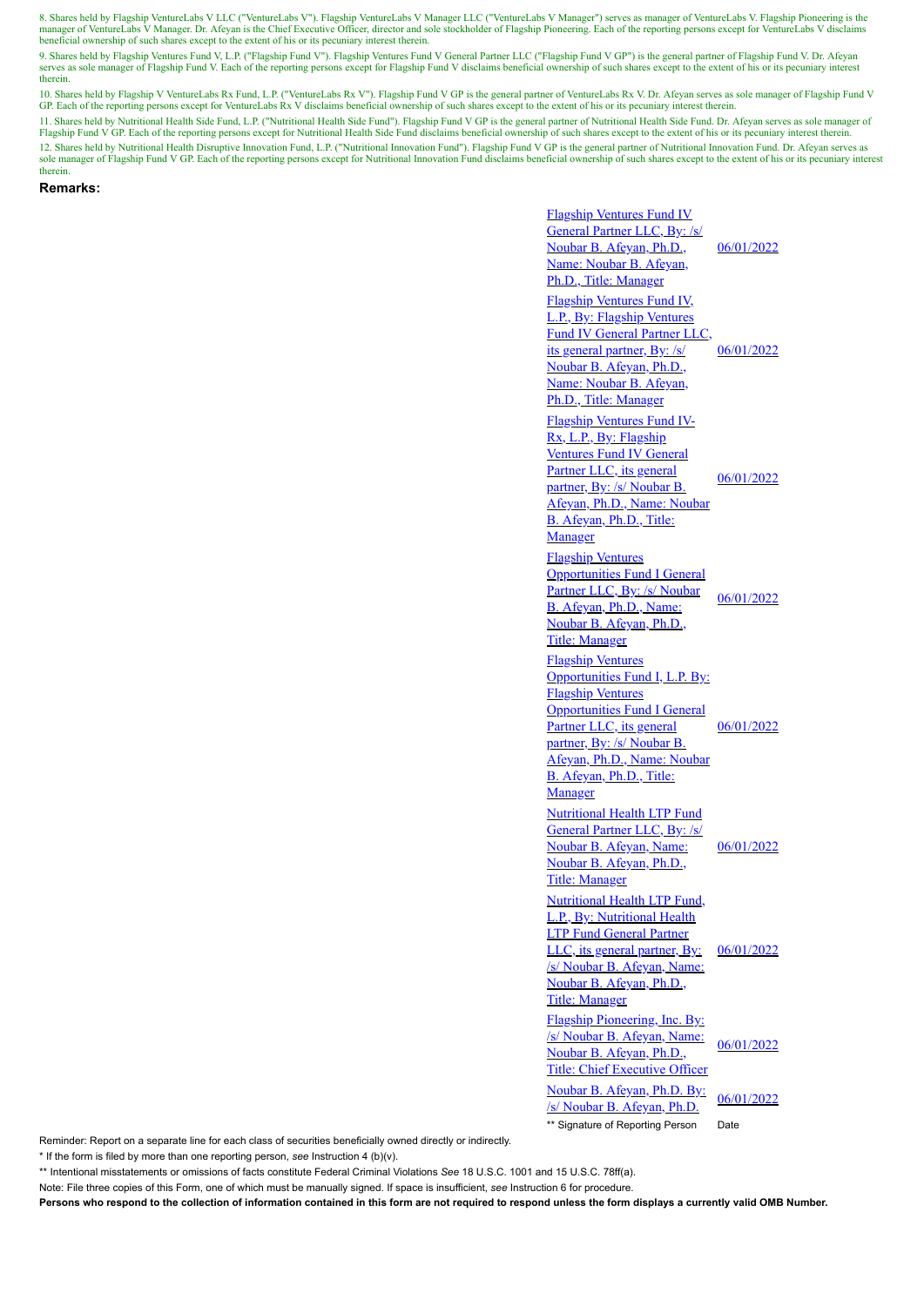8. Shares held by Flagship VentureLabs V LLC ("VentureLabs V"). Flagship VentureLabs V Manager LLC ("VentureLabs V Manager") serves as manager of VentureLabs V. Flagship Pioneering is the manager of VentureLabs V Manager. Dr. Afeyan is the Chief Executive Officer, director and sole stockholder of Flagship Pioneering. Each of the reporting persons except for VentureLabs V disclaims beneficial ownership of such shares except to the extent of his or its pecuniary interest therein.

9. Shares held by Flagship Ventures Fund V, L.P. ("Flagship Fund V"). Flagship Ventures Fund V General Partner LLC ("Flagship Fund V GP") is the general partner of Flagship Fund V. Dr. Afeyan serves as sole manager of Flagship Fund V. Each of the reporting persons except for Flagship Fund V disclaims beneficial ownership of such shares except to the extent of his or its pecuniary interest therein.

10. Shares held by Flagship V VentureLabs Rx Fund, L.P. ("VentureLabs Rx V"). Flagship Fund V GP is the general partner of VentureLabs Rx V. Dr. Afeyan serves as sole manager of Flagship Fund V GP. Each of the reporting persons except for VentureLabs Rx V disclaims beneficial ownership of such shares except to the extent of his or its pecuniary interest therein.

11. Shares held by Nutritional Health Side Fund, L.P. ("Nutritional Health Side Fund"). Flagship Fund V GP is the general partner of Nutritional Health Side Fund. Dr. Afeyan serves as sole manager of Flagship Fund V GP. Each of the reporting persons except for Nutritional Health Side Fund disclaims beneficial ownership of such shares except to the extent of his or its pecuniary interest therein.

12. Shares held by Nutritional Health Disruptive Innovation Fund, L.P. ("Nutritional Innovation Fund"). Flagship Fund V GP is the general partner of Nutritional Innovation Fund. Dr. Afeyan serves as sole manager of Flagship Fund V GP. Each of the reporting persons except for Nutritional Innovation Fund disclaims beneficial ownership of such shares except to the extent of his or its pecuniary interest therein.

**Remarks:**

| | |
|---|---|
| Flagship Ventures Fund IV General Partner LLC, By: /s/ Noubar B. Afeyan, Ph.D., Name: Noubar B. Afeyan, Ph.D., Title: Manager | 06/01/2022 |
| Flagship Ventures Fund IV, L.P., By: Flagship Ventures Fund IV General Partner LLC, its general partner, By: /s/ Noubar B. Afeyan, Ph.D., Name: Noubar B. Afeyan, Ph.D., Title: Manager | 06/01/2022 |
| Flagship Ventures Fund IV-Rx, L.P., By: Flagship Ventures Fund IV General Partner LLC, its general partner, By: /s/ Noubar B. Afeyan, Ph.D., Name: Noubar B. Afeyan, Ph.D., Title: Manager | 06/01/2022 |
| Flagship Ventures Opportunities Fund I General Partner LLC, By: /s/ Noubar B. Afeyan, Ph.D., Name: Noubar B. Afeyan, Ph.D., Title: Manager | 06/01/2022 |
| Flagship Ventures Opportunities Fund I, L.P. By: Flagship Ventures Opportunities Fund I General Partner LLC, its general partner, By: /s/ Noubar B. Afeyan, Ph.D., Name: Noubar B. Afeyan, Ph.D., Title: Manager | 06/01/2022 |
| Nutritional Health LTP Fund General Partner LLC, By: /s/ Noubar B. Afeyan, Name: Noubar B. Afeyan, Ph.D., Title: Manager | 06/01/2022 |
| Nutritional Health LTP Fund, L.P., By: Nutritional Health LTP Fund General Partner LLC, its general partner, By: /s/ Noubar B. Afeyan, Name: Noubar B. Afeyan, Ph.D., Title: Manager | 06/01/2022 |
| Flagship Pioneering, Inc. By: /s/ Noubar B. Afeyan, Name: Noubar B. Afeyan, Ph.D., Title: Chief Executive Officer | 06/01/2022 |
| Noubar B. Afeyan, Ph.D. By: /s/ Noubar B. Afeyan, Ph.D. | 06/01/2022 |
| ** Signature of Reporting Person | Date |

Reminder: Report on a separate line for each class of securities beneficially owned directly or indirectly.

\* If the form is filed by more than one reporting person, *see* Instruction 4 (b)(v).

\** Intentional misstatements or omissions of facts constitute Federal Criminal Violations *See* 18 U.S.C. 1001 and 15 U.S.C. 78ff(a).

Note: File three copies of this Form, one of which must be manually signed. If space is insufficient, *see* Instruction 6 for procedure.

**Persons who respond to the collection of information contained in this form are not required to respond unless the form displays a currently valid OMB Number.**